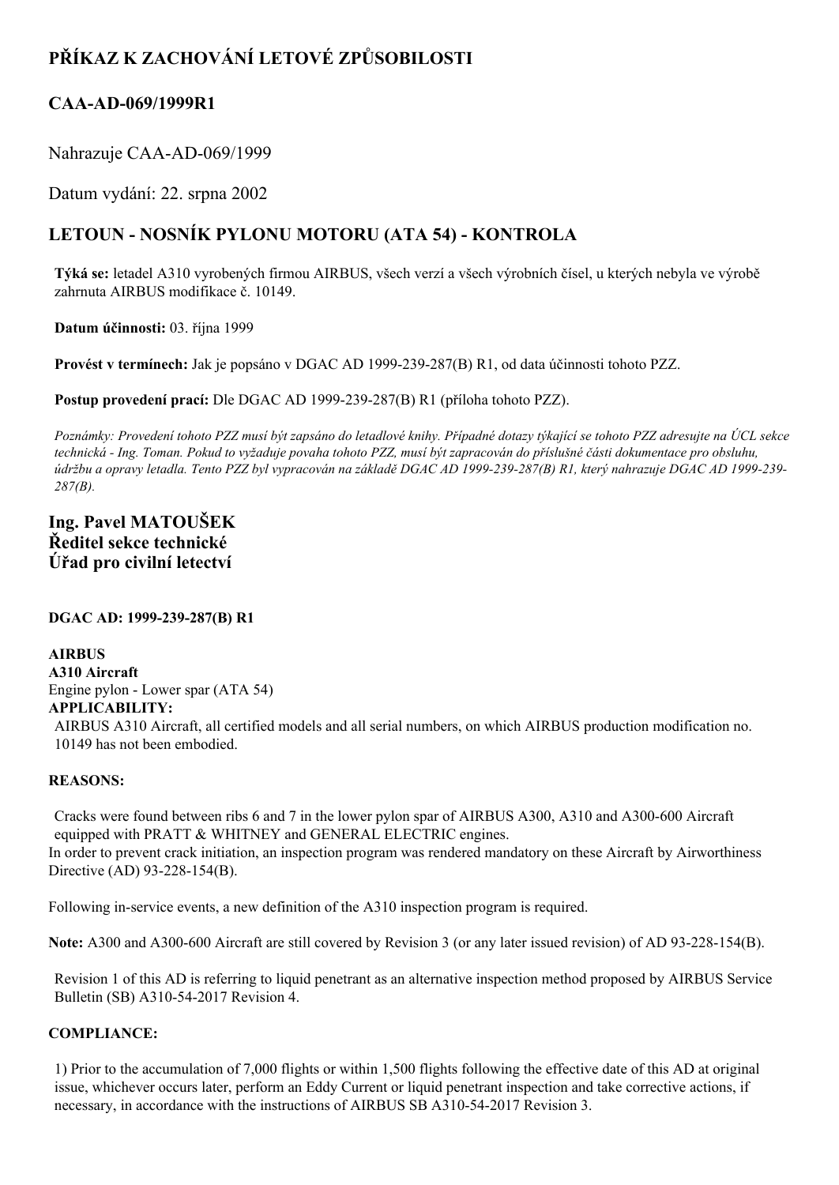# PŘÍKAZ K ZACHOVÁNÍ LETOVÉ ZPŮSOBILOSTI

## CAA-AD-069/1999R1

Nahrazuje CAA-AD-069/1999

Datum vydání: 22. srpna 2002

## LETOUN - NOSNÍK PYLONU MOTORU (ATA 54) - KONTROLA

**Týká se:** letadel A310 vyrobených firmou AIRBUS, všech verzí a všech výrobních čísel, u kterých nebyla ve výrobě zahrnuta AIRBUS modifikace č. 10149.

**Datum účinnosti:** 03. října 1999

**Provést v termínech:** Jak je popsáno v DGAC AD 1999-239-287(B) R1, od data účinnosti tohoto PZZ.

**Postup provedení prací:** Dle DGAC AD 1999-239-287(B) R1 (příloha tohoto PZZ).

*Poznámky: Provedení tohoto PZZ musí být zapsáno do letadlové knihy. Případné dotazy týkající se tohoto PZZ adresujte na ÚCL sekce technická - Ing. Toman. Pokud to vyžaduje povaha tohoto PZZ, musí být zapracován do příslušné části dokumentace pro obsluhu, údržbu a opravy letadla. Tento PZZ byl vypracován na základě DGAC AD 1999-239-287(B) R1, který nahrazuje DGAC AD 1999-239-287(B).*

### Ing. Pavel MATOUŠEK
### Ředitel sekce technické
### Úřad pro civilní letectví

**DGAC AD: 1999-239-287(B) R1**

**AIRBUS**
**A310 Aircraft**
Engine pylon - Lower spar (ATA 54)
**APPLICABILITY:**
AIRBUS A310 Aircraft, all certified models and all serial numbers, on which AIRBUS production modification no. 10149 has not been embodied.

**REASONS:**

Cracks were found between ribs 6 and 7 in the lower pylon spar of AIRBUS A300, A310 and A300-600 Aircraft equipped with PRATT & WHITNEY and GENERAL ELECTRIC engines.
In order to prevent crack initiation, an inspection program was rendered mandatory on these Aircraft by Airworthiness Directive (AD) 93-228-154(B).

Following in-service events, a new definition of the A310 inspection program is required.

**Note:** A300 and A300-600 Aircraft are still covered by Revision 3 (or any later issued revision) of AD 93-228-154(B).

Revision 1 of this AD is referring to liquid penetrant as an alternative inspection method proposed by AIRBUS Service Bulletin (SB) A310-54-2017 Revision 4.

**COMPLIANCE:**

1) Prior to the accumulation of 7,000 flights or within 1,500 flights following the effective date of this AD at original issue, whichever occurs later, perform an Eddy Current or liquid penetrant inspection and take corrective actions, if necessary, in accordance with the instructions of AIRBUS SB A310-54-2017 Revision 3.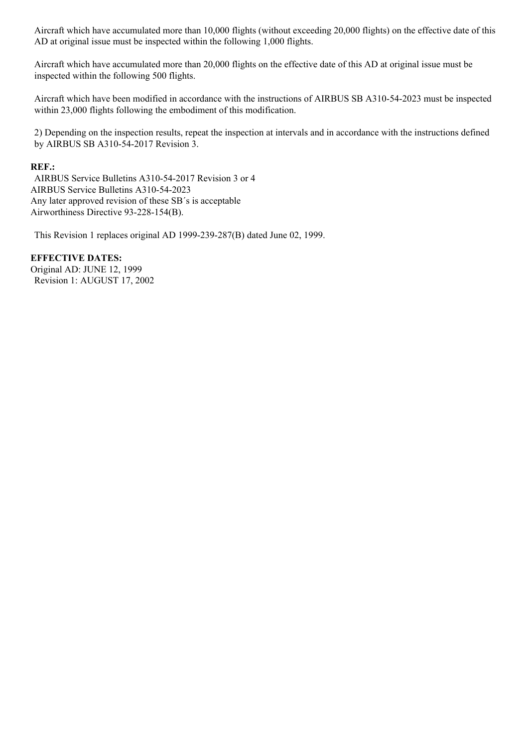Aircraft which have accumulated more than 10,000 flights (without exceeding 20,000 flights) on the effective date of this AD at original issue must be inspected within the following 1,000 flights.

Aircraft which have accumulated more than 20,000 flights on the effective date of this AD at original issue must be inspected within the following 500 flights.

Aircraft which have been modified in accordance with the instructions of AIRBUS SB A310-54-2023 must be inspected within 23,000 flights following the embodiment of this modification.

2) Depending on the inspection results, repeat the inspection at intervals and in accordance with the instructions defined by AIRBUS SB A310-54-2017 Revision 3.

**REF.:**

AIRBUS Service Bulletins A310-54-2017 Revision 3 or 4
AIRBUS Service Bulletins A310-54-2023
Any later approved revision of these SB´s is acceptable
Airworthiness Directive 93-228-154(B).

This Revision 1 replaces original AD 1999-239-287(B) dated June 02, 1999.

**EFFECTIVE DATES:**

Original AD: JUNE 12, 1999
Revision 1: AUGUST 17, 2002